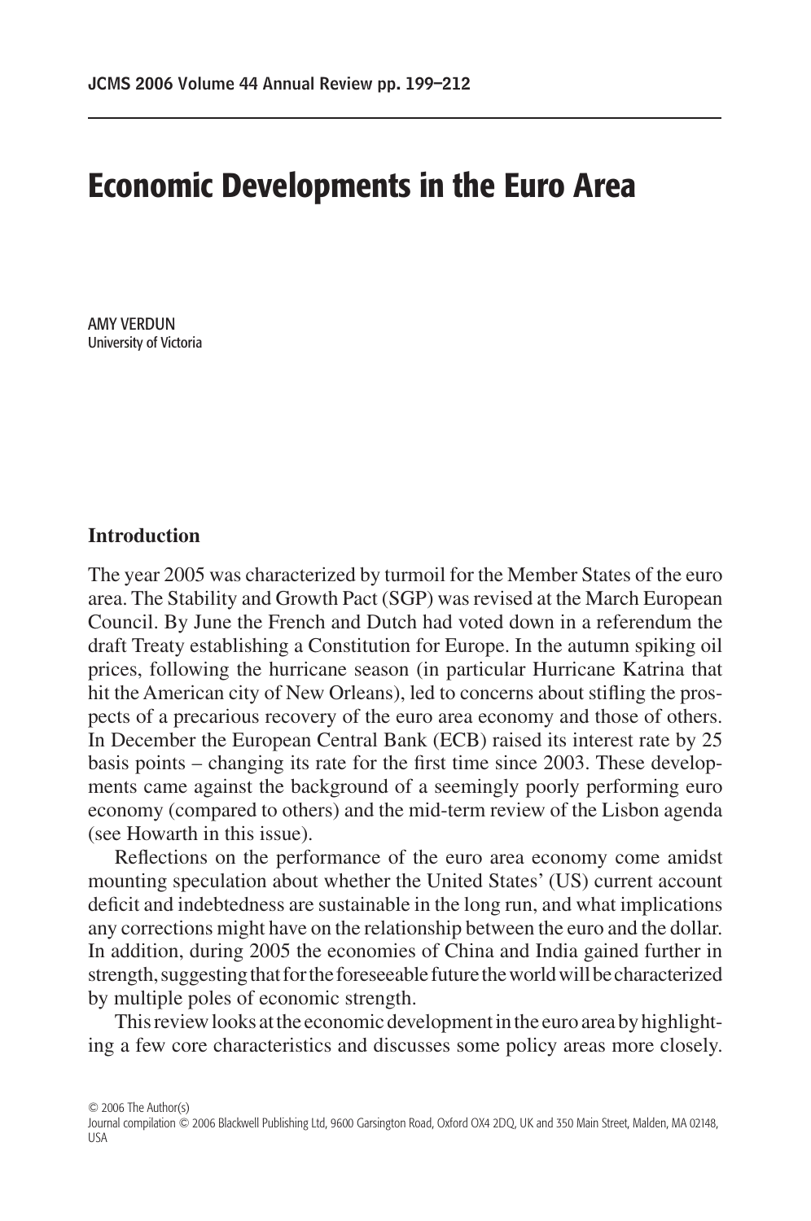# Economic Developments in the Euro Area

AMY VERDUN
University of Victoria

## Introduction

The year 2005 was characterized by turmoil for the Member States of the euro area. The Stability and Growth Pact (SGP) was revised at the March European Council. By June the French and Dutch had voted down in a referendum the draft Treaty establishing a Constitution for Europe. In the autumn spiking oil prices, following the hurricane season (in particular Hurricane Katrina that hit the American city of New Orleans), led to concerns about stifling the prospects of a precarious recovery of the euro area economy and those of others. In December the European Central Bank (ECB) raised its interest rate by 25 basis points – changing its rate for the first time since 2003. These developments came against the background of a seemingly poorly performing euro economy (compared to others) and the mid-term review of the Lisbon agenda (see Howarth in this issue).

Reflections on the performance of the euro area economy come amidst mounting speculation about whether the United States' (US) current account deficit and indebtedness are sustainable in the long run, and what implications any corrections might have on the relationship between the euro and the dollar. In addition, during 2005 the economies of China and India gained further in strength, suggesting that for the foreseeable future the world will be characterized by multiple poles of economic strength.

This review looks at the economic development in the euro area by highlighting a few core characteristics and discusses some policy areas more closely.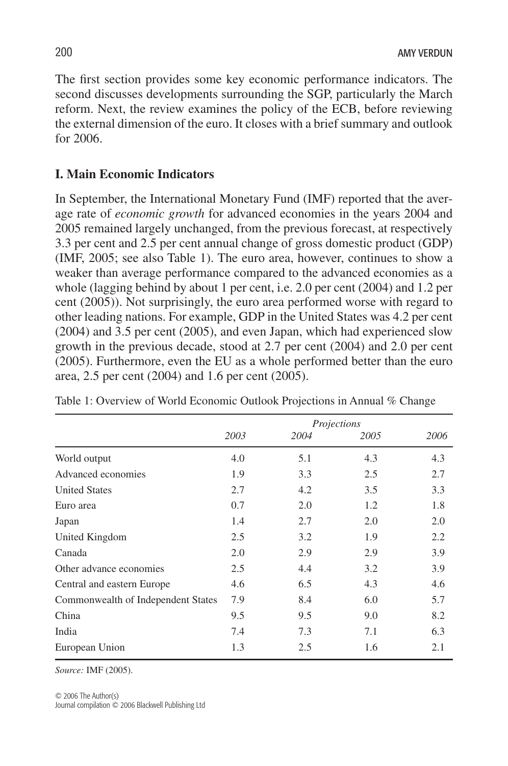The first section provides some key economic performance indicators. The second discusses developments surrounding the SGP, particularly the March reform. Next, the review examines the policy of the ECB, before reviewing the external dimension of the euro. It closes with a brief summary and outlook for 2006.

## I. Main Economic Indicators

In September, the International Monetary Fund (IMF) reported that the average rate of *economic growth* for advanced economies in the years 2004 and 2005 remained largely unchanged, from the previous forecast, at respectively 3.3 per cent and 2.5 per cent annual change of gross domestic product (GDP) (IMF, 2005; see also Table 1). The euro area, however, continues to show a weaker than average performance compared to the advanced economies as a whole (lagging behind by about 1 per cent, i.e. 2.0 per cent (2004) and 1.2 per cent (2005)). Not surprisingly, the euro area performed worse with regard to other leading nations. For example, GDP in the United States was 4.2 per cent (2004) and 3.5 per cent (2005), and even Japan, which had experienced slow growth in the previous decade, stood at 2.7 per cent (2004) and 2.0 per cent (2005). Furthermore, even the EU as a whole performed better than the euro area, 2.5 per cent (2004) and 1.6 per cent (2005).

Table 1: Overview of World Economic Outlook Projections in Annual % Change

| | | | *Projections* | |
|---|---|---|---|---|
| | *2003* | *2004* | *2005* | *2006* |
| World output | 4.0 | 5.1 | 4.3 | 4.3 |
| Advanced economies | 1.9 | 3.3 | 2.5 | 2.7 |
| United States | 2.7 | 4.2 | 3.5 | 3.3 |
| Euro area | 0.7 | 2.0 | 1.2 | 1.8 |
| Japan | 1.4 | 2.7 | 2.0 | 2.0 |
| United Kingdom | 2.5 | 3.2 | 1.9 | 2.2 |
| Canada | 2.0 | 2.9 | 2.9 | 3.9 |
| Other advance economies | 2.5 | 4.4 | 3.2 | 3.9 |
| Central and eastern Europe | 4.6 | 6.5 | 4.3 | 4.6 |
| Commonwealth of Independent States | 7.9 | 8.4 | 6.0 | 5.7 |
| China | 9.5 | 9.5 | 9.0 | 8.2 |
| India | 7.4 | 7.3 | 7.1 | 6.3 |
| European Union | 1.3 | 2.5 | 1.6 | 2.1 |

*Source:* IMF (2005).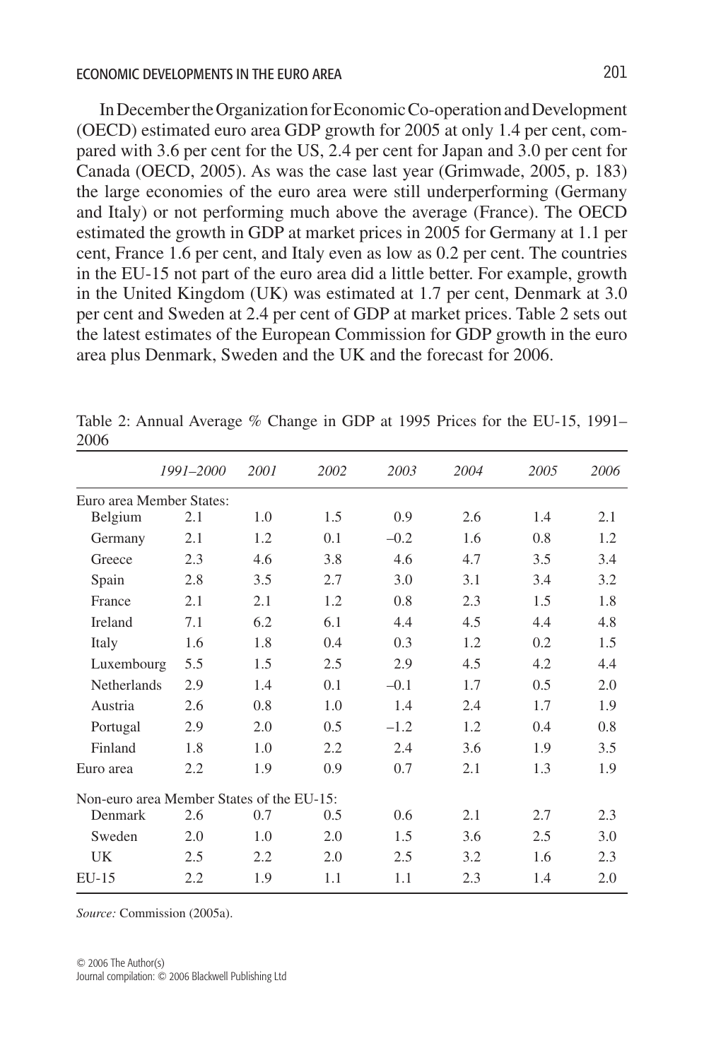In December the Organization for Economic Co-operation and Development (OECD) estimated euro area GDP growth for 2005 at only 1.4 per cent, compared with 3.6 per cent for the US, 2.4 per cent for Japan and 3.0 per cent for Canada (OECD, 2005). As was the case last year (Grimwade, 2005, p. 183) the large economies of the euro area were still underperforming (Germany and Italy) or not performing much above the average (France). The OECD estimated the growth in GDP at market prices in 2005 for Germany at 1.1 per cent, France 1.6 per cent, and Italy even as low as 0.2 per cent. The countries in the EU-15 not part of the euro area did a little better. For example, growth in the United Kingdom (UK) was estimated at 1.7 per cent, Denmark at 3.0 per cent and Sweden at 2.4 per cent of GDP at market prices. Table 2 sets out the latest estimates of the European Commission for GDP growth in the euro area plus Denmark, Sweden and the UK and the forecast for 2006.

Table 2: Annual Average % Change in GDP at 1995 Prices for the EU-15, 1991–2006

| | *1991–2000* | *2001* | *2002* | *2003* | *2004* | *2005* | *2006* |
|---|---|---|---|---|---|---|---|
| Euro area Member States: | | | | | | | |
| Belgium | 2.1 | 1.0 | 1.5 | 0.9 | 2.6 | 1.4 | 2.1 |
| Germany | 2.1 | 1.2 | 0.1 | –0.2 | 1.6 | 0.8 | 1.2 |
| Greece | 2.3 | 4.6 | 3.8 | 4.6 | 4.7 | 3.5 | 3.4 |
| Spain | 2.8 | 3.5 | 2.7 | 3.0 | 3.1 | 3.4 | 3.2 |
| France | 2.1 | 2.1 | 1.2 | 0.8 | 2.3 | 1.5 | 1.8 |
| Ireland | 7.1 | 6.2 | 6.1 | 4.4 | 4.5 | 4.4 | 4.8 |
| Italy | 1.6 | 1.8 | 0.4 | 0.3 | 1.2 | 0.2 | 1.5 |
| Luxembourg | 5.5 | 1.5 | 2.5 | 2.9 | 4.5 | 4.2 | 4.4 |
| Netherlands | 2.9 | 1.4 | 0.1 | –0.1 | 1.7 | 0.5 | 2.0 |
| Austria | 2.6 | 0.8 | 1.0 | 1.4 | 2.4 | 1.7 | 1.9 |
| Portugal | 2.9 | 2.0 | 0.5 | –1.2 | 1.2 | 0.4 | 0.8 |
| Finland | 1.8 | 1.0 | 2.2 | 2.4 | 3.6 | 1.9 | 3.5 |
| Euro area | 2.2 | 1.9 | 0.9 | 0.7 | 2.1 | 1.3 | 1.9 |
| Non-euro area Member States of the EU-15: | | | | | | | |
| Denmark | 2.6 | 0.7 | 0.5 | 0.6 | 2.1 | 2.7 | 2.3 |
| Sweden | 2.0 | 1.0 | 2.0 | 1.5 | 3.6 | 2.5 | 3.0 |
| UK | 2.5 | 2.2 | 2.0 | 2.5 | 3.2 | 1.6 | 2.3 |
| EU-15 | 2.2 | 1.9 | 1.1 | 1.1 | 2.3 | 1.4 | 2.0 |

*Source:* Commission (2005a).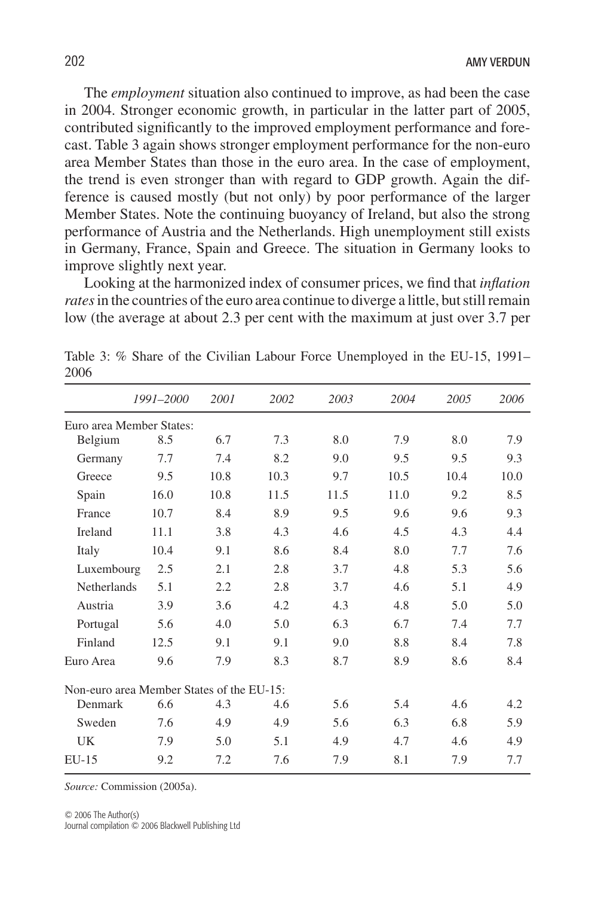The *employment* situation also continued to improve, as had been the case in 2004. Stronger economic growth, in particular in the latter part of 2005, contributed significantly to the improved employment performance and forecast. Table 3 again shows stronger employment performance for the non-euro area Member States than those in the euro area. In the case of employment, the trend is even stronger than with regard to GDP growth. Again the difference is caused mostly (but not only) by poor performance of the larger Member States. Note the continuing buoyancy of Ireland, but also the strong performance of Austria and the Netherlands. High unemployment still exists in Germany, France, Spain and Greece. The situation in Germany looks to improve slightly next year.

Looking at the harmonized index of consumer prices, we find that *inflation rates* in the countries of the euro area continue to diverge a little, but still remain low (the average at about 2.3 per cent with the maximum at just over 3.7 per

Table 3: % Share of the Civilian Labour Force Unemployed in the EU-15, 1991–2006

| | *1991–2000* | *2001* | *2002* | *2003* | *2004* | *2005* | *2006* |
|---|---|---|---|---|---|---|---|
| Euro area Member States: | | | | | | | |
| Belgium | 8.5 | 6.7 | 7.3 | 8.0 | 7.9 | 8.0 | 7.9 |
| Germany | 7.7 | 7.4 | 8.2 | 9.0 | 9.5 | 9.5 | 9.3 |
| Greece | 9.5 | 10.8 | 10.3 | 9.7 | 10.5 | 10.4 | 10.0 |
| Spain | 16.0 | 10.8 | 11.5 | 11.5 | 11.0 | 9.2 | 8.5 |
| France | 10.7 | 8.4 | 8.9 | 9.5 | 9.6 | 9.6 | 9.3 |
| Ireland | 11.1 | 3.8 | 4.3 | 4.6 | 4.5 | 4.3 | 4.4 |
| Italy | 10.4 | 9.1 | 8.6 | 8.4 | 8.0 | 7.7 | 7.6 |
| Luxembourg | 2.5 | 2.1 | 2.8 | 3.7 | 4.8 | 5.3 | 5.6 |
| Netherlands | 5.1 | 2.2 | 2.8 | 3.7 | 4.6 | 5.1 | 4.9 |
| Austria | 3.9 | 3.6 | 4.2 | 4.3 | 4.8 | 5.0 | 5.0 |
| Portugal | 5.6 | 4.0 | 5.0 | 6.3 | 6.7 | 7.4 | 7.7 |
| Finland | 12.5 | 9.1 | 9.1 | 9.0 | 8.8 | 8.4 | 7.8 |
| Euro Area | 9.6 | 7.9 | 8.3 | 8.7 | 8.9 | 8.6 | 8.4 |
| Non-euro area Member States of the EU-15: | | | | | | | |
| Denmark | 6.6 | 4.3 | 4.6 | 5.6 | 5.4 | 4.6 | 4.2 |
| Sweden | 7.6 | 4.9 | 4.9 | 5.6 | 6.3 | 6.8 | 5.9 |
| UK | 7.9 | 5.0 | 5.1 | 4.9 | 4.7 | 4.6 | 4.9 |
| EU-15 | 9.2 | 7.2 | 7.6 | 7.9 | 8.1 | 7.9 | 7.7 |

*Source:* Commission (2005a).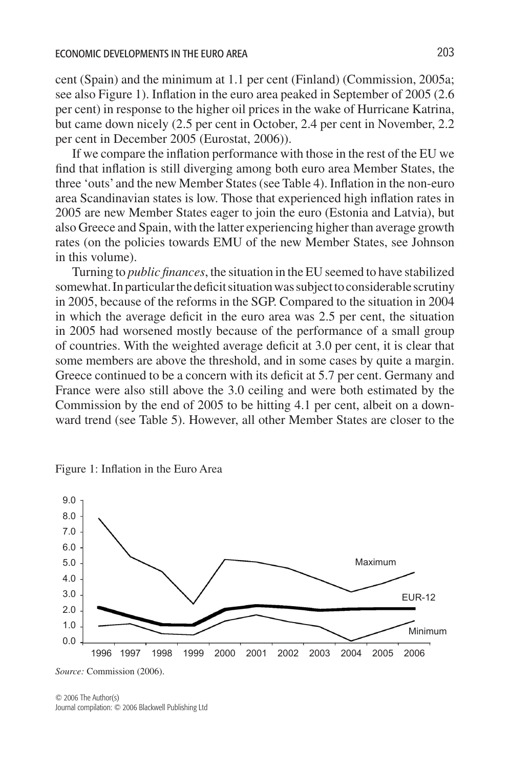cent (Spain) and the minimum at 1.1 per cent (Finland) (Commission, 2005a; see also Figure 1). Inflation in the euro area peaked in September of 2005 (2.6 per cent) in response to the higher oil prices in the wake of Hurricane Katrina, but came down nicely (2.5 per cent in October, 2.4 per cent in November, 2.2 per cent in December 2005 (Eurostat, 2006)).

If we compare the inflation performance with those in the rest of the EU we find that inflation is still diverging among both euro area Member States, the three 'outs' and the new Member States (see Table 4). Inflation in the non-euro area Scandinavian states is low. Those that experienced high inflation rates in 2005 are new Member States eager to join the euro (Estonia and Latvia), but also Greece and Spain, with the latter experiencing higher than average growth rates (on the policies towards EMU of the new Member States, see Johnson in this volume).

Turning to *public finances*, the situation in the EU seemed to have stabilized somewhat. In particular the deficit situation was subject to considerable scrutiny in 2005, because of the reforms in the SGP. Compared to the situation in 2004 in which the average deficit in the euro area was 2.5 per cent, the situation in 2005 had worsened mostly because of the performance of a small group of countries. With the weighted average deficit at 3.0 per cent, it is clear that some members are above the threshold, and in some cases by quite a margin. Greece continued to be a concern with its deficit at 5.7 per cent. Germany and France were also still above the 3.0 ceiling and were both estimated by the Commission by the end of 2005 to be hitting 4.1 per cent, albeit on a downward trend (see Table 5). However, all other Member States are closer to the

Figure 1: Inflation in the Euro Area

*Source:* Commission (2006).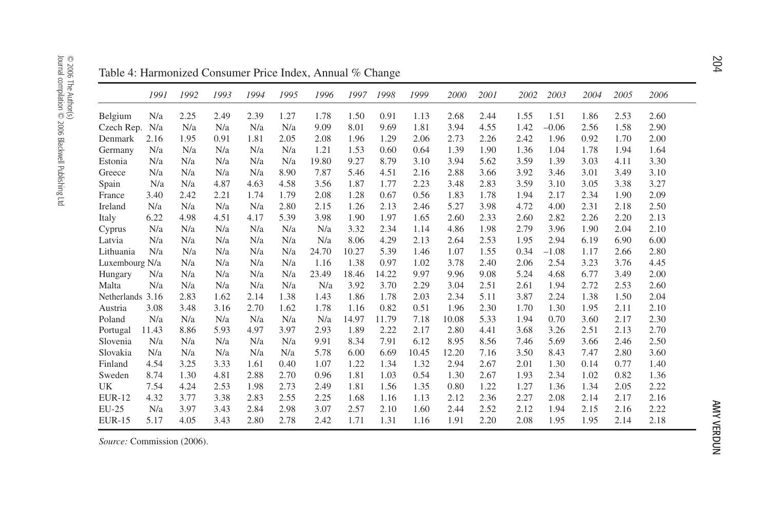Table 4: Harmonized Consumer Price Index, Annual % Change

| | 1991 | 1992 | 1993 | 1994 | 1995 | 1996 | 1997 | 1998 | 1999 | 2000 | 2001 | 2002 | 2003 | 2004 | 2005 | 2006 |
|---|---|---|---|---|---|---|---|---|---|---|---|---|---|---|---|---|
| Belgium | N/a | 2.25 | 2.49 | 2.39 | 1.27 | 1.78 | 1.50 | 0.91 | 1.13 | 2.68 | 2.44 | 1.55 | 1.51 | 1.86 | 2.53 | 2.60 |
| Czech Rep. | N/a | N/a | N/a | N/a | N/a | 9.09 | 8.01 | 9.69 | 1.81 | 3.94 | 4.55 | 1.42 | −0.06 | 2.56 | 1.58 | 2.90 |
| Denmark | 2.16 | 1.95 | 0.91 | 1.81 | 2.05 | 2.08 | 1.96 | 1.29 | 2.06 | 2.73 | 2.26 | 2.42 | 1.96 | 0.92 | 1.70 | 2.00 |
| Germany | N/a | N/a | N/a | N/a | N/a | 1.21 | 1.53 | 0.60 | 0.64 | 1.39 | 1.90 | 1.36 | 1.04 | 1.78 | 1.94 | 1.64 |
| Estonia | N/a | N/a | N/a | N/a | N/a | 19.80 | 9.27 | 8.79 | 3.10 | 3.94 | 5.62 | 3.59 | 1.39 | 3.03 | 4.11 | 3.30 |
| Greece | N/a | N/a | N/a | N/a | 8.90 | 7.87 | 5.46 | 4.51 | 2.16 | 2.88 | 3.66 | 3.92 | 3.46 | 3.01 | 3.49 | 3.10 |
| Spain | N/a | N/a | 4.87 | 4.63 | 4.58 | 3.56 | 1.87 | 1.77 | 2.23 | 3.48 | 2.83 | 3.59 | 3.10 | 3.05 | 3.38 | 3.27 |
| France | 3.40 | 2.42 | 2.21 | 1.74 | 1.79 | 2.08 | 1.28 | 0.67 | 0.56 | 1.83 | 1.78 | 1.94 | 2.17 | 2.34 | 1.90 | 2.09 |
| Ireland | N/a | N/a | N/a | N/a | 2.80 | 2.15 | 1.26 | 2.13 | 2.46 | 5.27 | 3.98 | 4.72 | 4.00 | 2.31 | 2.18 | 2.50 |
| Italy | 6.22 | 4.98 | 4.51 | 4.17 | 5.39 | 3.98 | 1.90 | 1.97 | 1.65 | 2.60 | 2.33 | 2.60 | 2.82 | 2.26 | 2.20 | 2.13 |
| Cyprus | N/a | N/a | N/a | N/a | N/a | N/a | 3.32 | 2.34 | 1.14 | 4.86 | 1.98 | 2.79 | 3.96 | 1.90 | 2.04 | 2.10 |
| Latvia | N/a | N/a | N/a | N/a | N/a | N/a | 8.06 | 4.29 | 2.13 | 2.64 | 2.53 | 1.95 | 2.94 | 6.19 | 6.90 | 6.00 |
| Lithuania | N/a | N/a | N/a | N/a | N/a | 24.70 | 10.27 | 5.39 | 1.46 | 1.07 | 1.55 | 0.34 | −1.08 | 1.17 | 2.66 | 2.80 |
| Luxembourg | N/a | N/a | N/a | N/a | N/a | 1.16 | 1.38 | 0.97 | 1.02 | 3.78 | 2.40 | 2.06 | 2.54 | 3.23 | 3.76 | 4.45 |
| Hungary | N/a | N/a | N/a | N/a | N/a | 23.49 | 18.46 | 14.22 | 9.97 | 9.96 | 9.08 | 5.24 | 4.68 | 6.77 | 3.49 | 2.00 |
| Malta | N/a | N/a | N/a | N/a | N/a | N/a | 3.92 | 3.70 | 2.29 | 3.04 | 2.51 | 2.61 | 1.94 | 2.72 | 2.53 | 2.60 |
| Netherlands | 3.16 | 2.83 | 1.62 | 2.14 | 1.38 | 1.43 | 1.86 | 1.78 | 2.03 | 2.34 | 5.11 | 3.87 | 2.24 | 1.38 | 1.50 | 2.04 |
| Austria | 3.08 | 3.48 | 3.16 | 2.70 | 1.62 | 1.78 | 1.16 | 0.82 | 0.51 | 1.96 | 2.30 | 1.70 | 1.30 | 1.95 | 2.11 | 2.10 |
| Poland | N/a | N/a | N/a | N/a | N/a | N/a | 14.97 | 11.79 | 7.18 | 10.08 | 5.33 | 1.94 | 0.70 | 3.60 | 2.17 | 2.30 |
| Portugal | 11.43 | 8.86 | 5.93 | 4.97 | 3.97 | 2.93 | 1.89 | 2.22 | 2.17 | 2.80 | 4.41 | 3.68 | 3.26 | 2.51 | 2.13 | 2.70 |
| Slovenia | N/a | N/a | N/a | N/a | N/a | 9.91 | 8.34 | 7.91 | 6.12 | 8.95 | 8.56 | 7.46 | 5.69 | 3.66 | 2.46 | 2.50 |
| Slovakia | N/a | N/a | N/a | N/a | N/a | 5.78 | 6.00 | 6.69 | 10.45 | 12.20 | 7.16 | 3.50 | 8.43 | 7.47 | 2.80 | 3.60 |
| Finland | 4.54 | 3.25 | 3.33 | 1.61 | 0.40 | 1.07 | 1.22 | 1.34 | 1.32 | 2.94 | 2.67 | 2.01 | 1.30 | 0.14 | 0.77 | 1.40 |
| Sweden | 8.74 | 1.30 | 4.81 | 2.88 | 2.70 | 0.96 | 1.81 | 1.03 | 0.54 | 1.30 | 2.67 | 1.93 | 2.34 | 1.02 | 0.82 | 1.36 |
| UK | 7.54 | 4.24 | 2.53 | 1.98 | 2.73 | 2.49 | 1.81 | 1.56 | 1.35 | 0.80 | 1.22 | 1.27 | 1.36 | 1.34 | 2.05 | 2.22 |
| EUR-12 | 4.32 | 3.77 | 3.38 | 2.83 | 2.55 | 2.25 | 1.68 | 1.16 | 1.13 | 2.12 | 2.36 | 2.27 | 2.08 | 2.14 | 2.17 | 2.16 |
| EU-25 | N/a | 3.97 | 3.43 | 2.84 | 2.98 | 3.07 | 2.57 | 2.10 | 1.60 | 2.44 | 2.52 | 2.12 | 1.94 | 2.15 | 2.16 | 2.22 |
| EUR-15 | 5.17 | 4.05 | 3.43 | 2.80 | 2.78 | 2.42 | 1.71 | 1.31 | 1.16 | 1.91 | 2.20 | 2.08 | 1.95 | 1.95 | 2.14 | 2.18 |

*Source:* Commission (2006).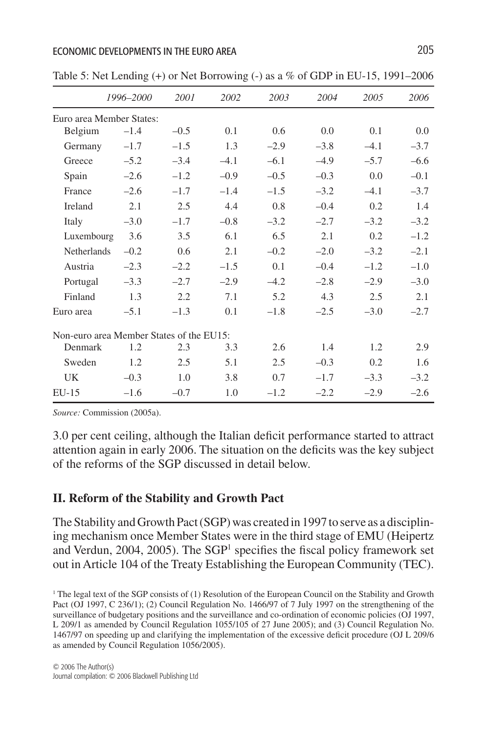Table 5: Net Lending (+) or Net Borrowing (-) as a % of GDP in EU-15, 1991–2006

| | *1996–2000* | *2001* | *2002* | *2003* | *2004* | *2005* | *2006* |
|---|---|---|---|---|---|---|---|
| Euro area Member States: | | | | | | | |
| Belgium | –1.4 | –0.5 | 0.1 | 0.6 | 0.0 | 0.1 | 0.0 |
| Germany | –1.7 | –1.5 | 1.3 | –2.9 | –3.8 | –4.1 | –3.7 |
| Greece | –5.2 | –3.4 | –4.1 | –6.1 | –4.9 | –5.7 | –6.6 |
| Spain | –2.6 | –1.2 | –0.9 | –0.5 | –0.3 | 0.0 | –0.1 |
| France | –2.6 | –1.7 | –1.4 | –1.5 | –3.2 | –4.1 | –3.7 |
| Ireland | 2.1 | 2.5 | 4.4 | 0.8 | –0.4 | 0.2 | 1.4 |
| Italy | –3.0 | –1.7 | –0.8 | –3.2 | –2.7 | –3.2 | –3.2 |
| Luxembourg | 3.6 | 3.5 | 6.1 | 6.5 | 2.1 | 0.2 | –1.2 |
| Netherlands | –0.2 | 0.6 | 2.1 | –0.2 | –2.0 | –3.2 | –2.1 |
| Austria | –2.3 | –2.2 | –1.5 | 0.1 | –0.4 | –1.2 | –1.0 |
| Portugal | –3.3 | –2.7 | –2.9 | –4.2 | –2.8 | –2.9 | –3.0 |
| Finland | 1.3 | 2.2 | 7.1 | 5.2 | 4.3 | 2.5 | 2.1 |
| Euro area | –5.1 | –1.3 | 0.1 | –1.8 | –2.5 | –3.0 | –2.7 |
| Non-euro area Member States of the EU15: | | | | | | | |
| Denmark | 1.2 | 2.3 | 3.3 | 2.6 | 1.4 | 1.2 | 2.9 |
| Sweden | 1.2 | 2.5 | 5.1 | 2.5 | –0.3 | 0.2 | 1.6 |
| UK | –0.3 | 1.0 | 3.8 | 0.7 | –1.7 | –3.3 | –3.2 |
| EU-15 | –1.6 | –0.7 | 1.0 | –1.2 | –2.2 | –2.9 | –2.6 |

*Source:* Commission (2005a).

3.0 per cent ceiling, although the Italian deficit performance started to attract attention again in early 2006. The situation on the deficits was the key subject of the reforms of the SGP discussed in detail below.

## II. Reform of the Stability and Growth Pact

The Stability and Growth Pact (SGP) was created in 1997 to serve as a disciplining mechanism once Member States were in the third stage of EMU (Heipertz and Verdun, 2004, 2005). The SGP[1] specifies the fiscal policy framework set out in Article 104 of the Treaty Establishing the European Community (TEC).

[1] The legal text of the SGP consists of (1) Resolution of the European Council on the Stability and Growth Pact (OJ 1997, C 236/1); (2) Council Regulation No. 1466/97 of 7 July 1997 on the strengthening of the surveillance of budgetary positions and the surveillance and co-ordination of economic policies (OJ 1997, L 209/1 as amended by Council Regulation 1055/105 of 27 June 2005); and (3) Council Regulation No. 1467/97 on speeding up and clarifying the implementation of the excessive deficit procedure (OJ L 209/6 as amended by Council Regulation 1056/2005).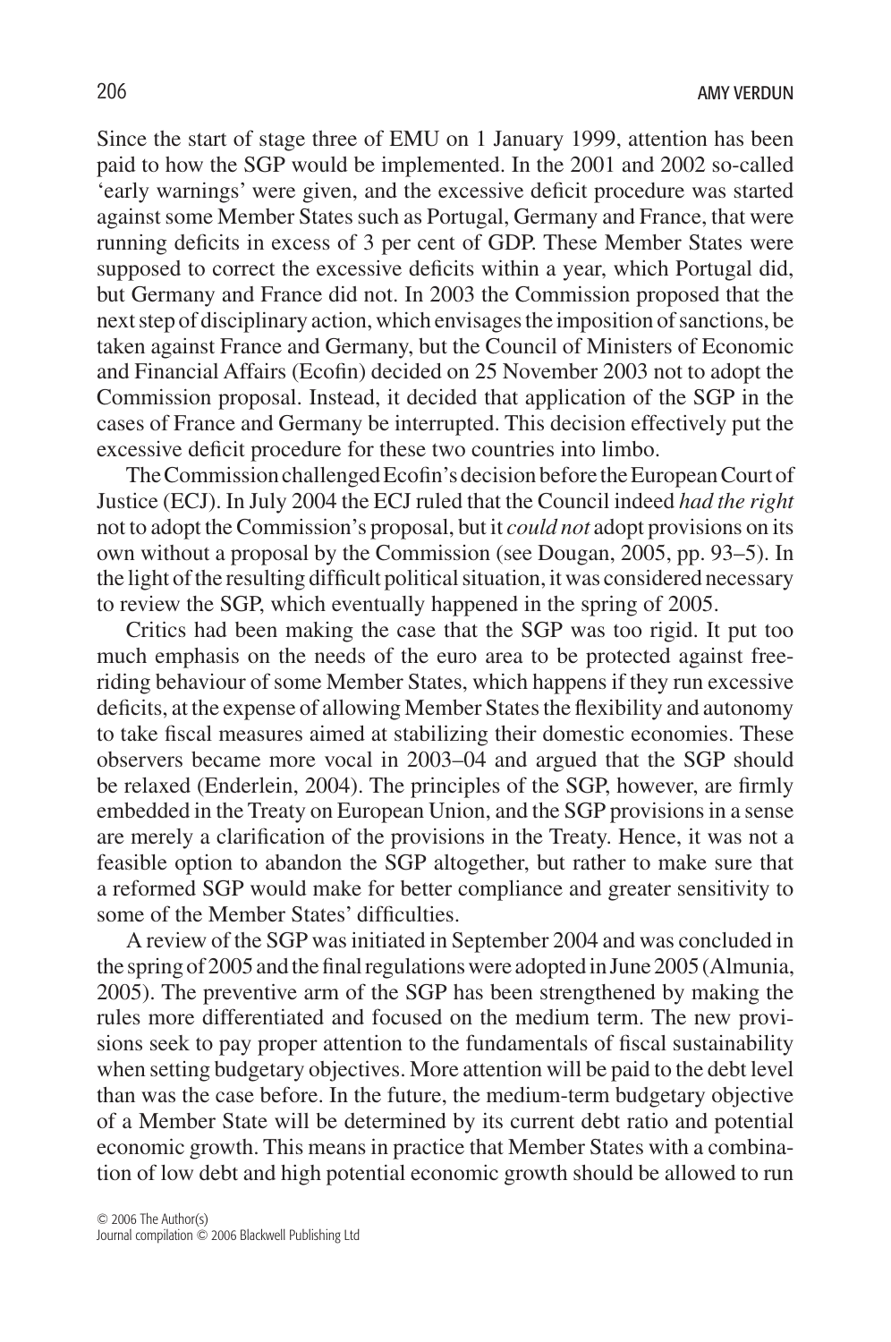Since the start of stage three of EMU on 1 January 1999, attention has been paid to how the SGP would be implemented. In the 2001 and 2002 so-called 'early warnings' were given, and the excessive deficit procedure was started against some Member States such as Portugal, Germany and France, that were running deficits in excess of 3 per cent of GDP. These Member States were supposed to correct the excessive deficits within a year, which Portugal did, but Germany and France did not. In 2003 the Commission proposed that the next step of disciplinary action, which envisages the imposition of sanctions, be taken against France and Germany, but the Council of Ministers of Economic and Financial Affairs (Ecofin) decided on 25 November 2003 not to adopt the Commission proposal. Instead, it decided that application of the SGP in the cases of France and Germany be interrupted. This decision effectively put the excessive deficit procedure for these two countries into limbo.

The Commission challenged Ecofin's decision before the European Court of Justice (ECJ). In July 2004 the ECJ ruled that the Council indeed *had the right* not to adopt the Commission's proposal, but it *could not* adopt provisions on its own without a proposal by the Commission (see Dougan, 2005, pp. 93–5). In the light of the resulting difficult political situation, it was considered necessary to review the SGP, which eventually happened in the spring of 2005.

Critics had been making the case that the SGP was too rigid. It put too much emphasis on the needs of the euro area to be protected against free-riding behaviour of some Member States, which happens if they run excessive deficits, at the expense of allowing Member States the flexibility and autonomy to take fiscal measures aimed at stabilizing their domestic economies. These observers became more vocal in 2003–04 and argued that the SGP should be relaxed (Enderlein, 2004). The principles of the SGP, however, are firmly embedded in the Treaty on European Union, and the SGP provisions in a sense are merely a clarification of the provisions in the Treaty. Hence, it was not a feasible option to abandon the SGP altogether, but rather to make sure that a reformed SGP would make for better compliance and greater sensitivity to some of the Member States' difficulties.

A review of the SGP was initiated in September 2004 and was concluded in the spring of 2005 and the final regulations were adopted in June 2005 (Almunia, 2005). The preventive arm of the SGP has been strengthened by making the rules more differentiated and focused on the medium term. The new provisions seek to pay proper attention to the fundamentals of fiscal sustainability when setting budgetary objectives. More attention will be paid to the debt level than was the case before. In the future, the medium-term budgetary objective of a Member State will be determined by its current debt ratio and potential economic growth. This means in practice that Member States with a combination of low debt and high potential economic growth should be allowed to run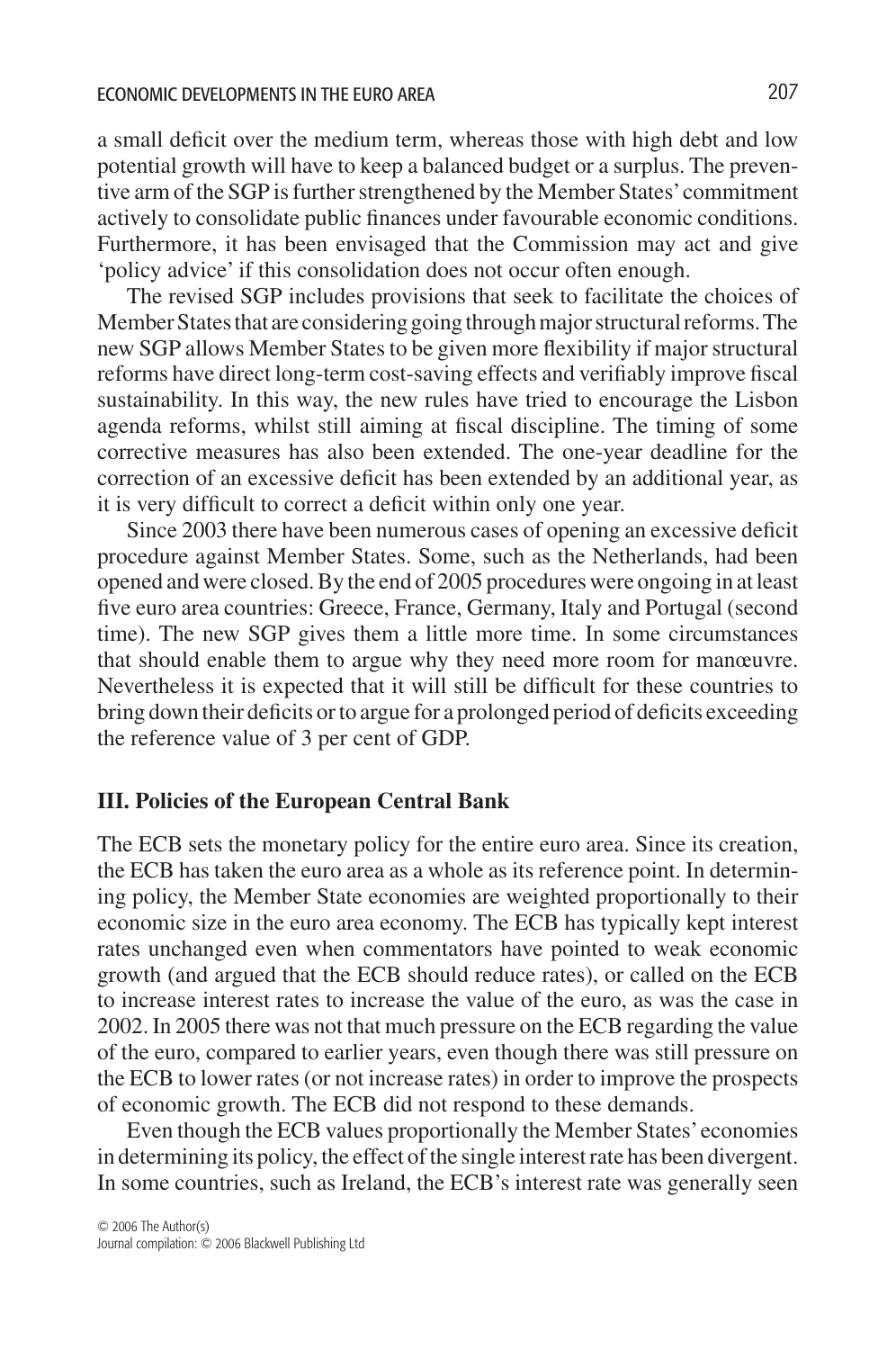a small deficit over the medium term, whereas those with high debt and low potential growth will have to keep a balanced budget or a surplus. The preventive arm of the SGP is further strengthened by the Member States' commitment actively to consolidate public finances under favourable economic conditions. Furthermore, it has been envisaged that the Commission may act and give 'policy advice' if this consolidation does not occur often enough.

The revised SGP includes provisions that seek to facilitate the choices of Member States that are considering going through major structural reforms. The new SGP allows Member States to be given more flexibility if major structural reforms have direct long-term cost-saving effects and verifiably improve fiscal sustainability. In this way, the new rules have tried to encourage the Lisbon agenda reforms, whilst still aiming at fiscal discipline. The timing of some corrective measures has also been extended. The one-year deadline for the correction of an excessive deficit has been extended by an additional year, as it is very difficult to correct a deficit within only one year.

Since 2003 there have been numerous cases of opening an excessive deficit procedure against Member States. Some, such as the Netherlands, had been opened and were closed. By the end of 2005 procedures were ongoing in at least five euro area countries: Greece, France, Germany, Italy and Portugal (second time). The new SGP gives them a little more time. In some circumstances that should enable them to argue why they need more room for manœuvre. Nevertheless it is expected that it will still be difficult for these countries to bring down their deficits or to argue for a prolonged period of deficits exceeding the reference value of 3 per cent of GDP.

## III. Policies of the European Central Bank

The ECB sets the monetary policy for the entire euro area. Since its creation, the ECB has taken the euro area as a whole as its reference point. In determining policy, the Member State economies are weighted proportionally to their economic size in the euro area economy. The ECB has typically kept interest rates unchanged even when commentators have pointed to weak economic growth (and argued that the ECB should reduce rates), or called on the ECB to increase interest rates to increase the value of the euro, as was the case in 2002. In 2005 there was not that much pressure on the ECB regarding the value of the euro, compared to earlier years, even though there was still pressure on the ECB to lower rates (or not increase rates) in order to improve the prospects of economic growth. The ECB did not respond to these demands.

Even though the ECB values proportionally the Member States' economies in determining its policy, the effect of the single interest rate has been divergent. In some countries, such as Ireland, the ECB's interest rate was generally seen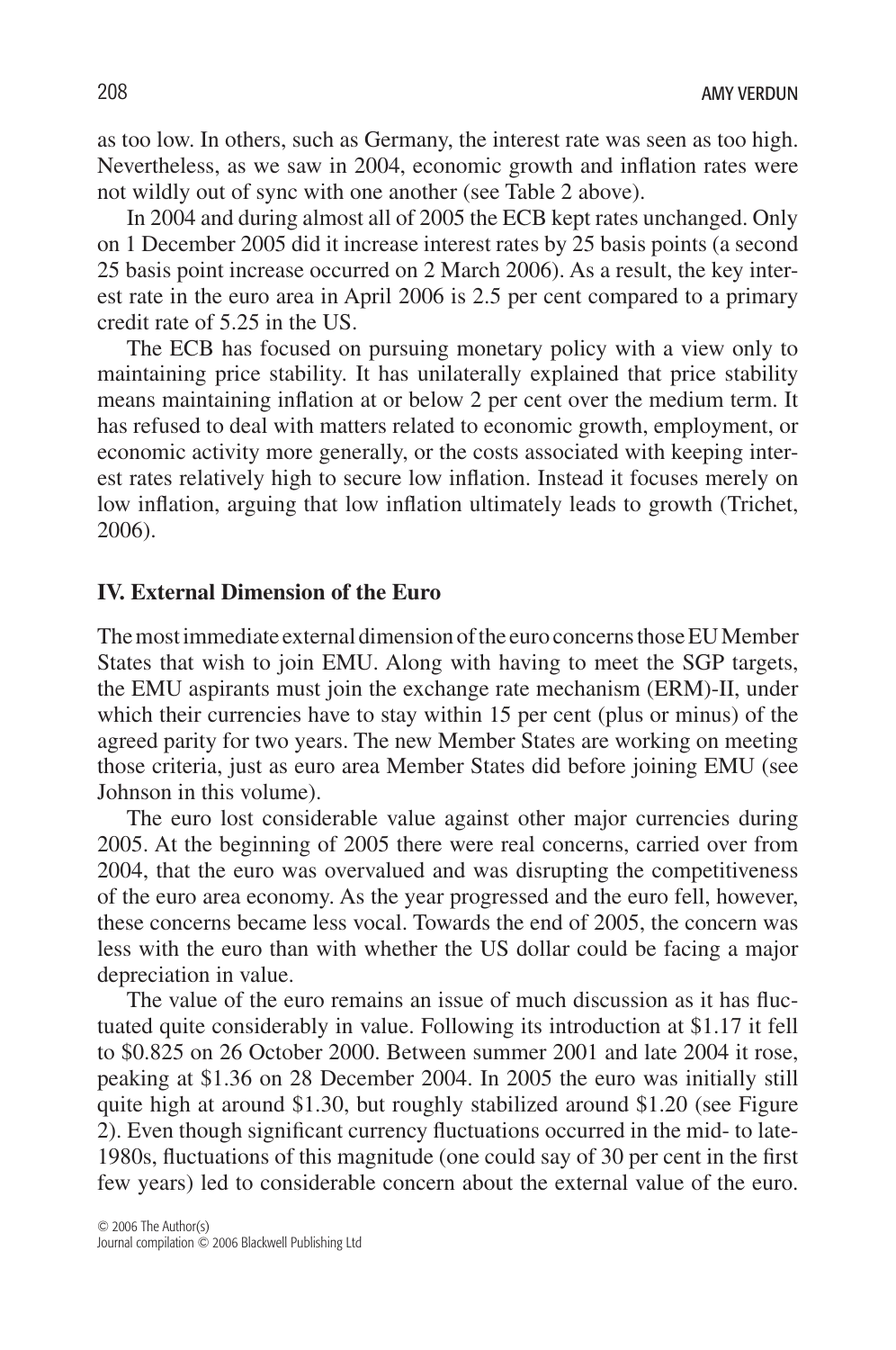as too low. In others, such as Germany, the interest rate was seen as too high. Nevertheless, as we saw in 2004, economic growth and inflation rates were not wildly out of sync with one another (see Table 2 above).

In 2004 and during almost all of 2005 the ECB kept rates unchanged. Only on 1 December 2005 did it increase interest rates by 25 basis points (a second 25 basis point increase occurred on 2 March 2006). As a result, the key interest rate in the euro area in April 2006 is 2.5 per cent compared to a primary credit rate of 5.25 in the US.

The ECB has focused on pursuing monetary policy with a view only to maintaining price stability. It has unilaterally explained that price stability means maintaining inflation at or below 2 per cent over the medium term. It has refused to deal with matters related to economic growth, employment, or economic activity more generally, or the costs associated with keeping interest rates relatively high to secure low inflation. Instead it focuses merely on low inflation, arguing that low inflation ultimately leads to growth (Trichet, 2006).

## IV. External Dimension of the Euro

The most immediate external dimension of the euro concerns those EU Member States that wish to join EMU. Along with having to meet the SGP targets, the EMU aspirants must join the exchange rate mechanism (ERM)-II, under which their currencies have to stay within 15 per cent (plus or minus) of the agreed parity for two years. The new Member States are working on meeting those criteria, just as euro area Member States did before joining EMU (see Johnson in this volume).

The euro lost considerable value against other major currencies during 2005. At the beginning of 2005 there were real concerns, carried over from 2004, that the euro was overvalued and was disrupting the competitiveness of the euro area economy. As the year progressed and the euro fell, however, these concerns became less vocal. Towards the end of 2005, the concern was less with the euro than with whether the US dollar could be facing a major depreciation in value.

The value of the euro remains an issue of much discussion as it has fluctuated quite considerably in value. Following its introduction at $1.17 it fell to $0.825 on 26 October 2000. Between summer 2001 and late 2004 it rose, peaking at $1.36 on 28 December 2004. In 2005 the euro was initially still quite high at around $1.30, but roughly stabilized around $1.20 (see Figure 2). Even though significant currency fluctuations occurred in the mid- to late-1980s, fluctuations of this magnitude (one could say of 30 per cent in the first few years) led to considerable concern about the external value of the euro.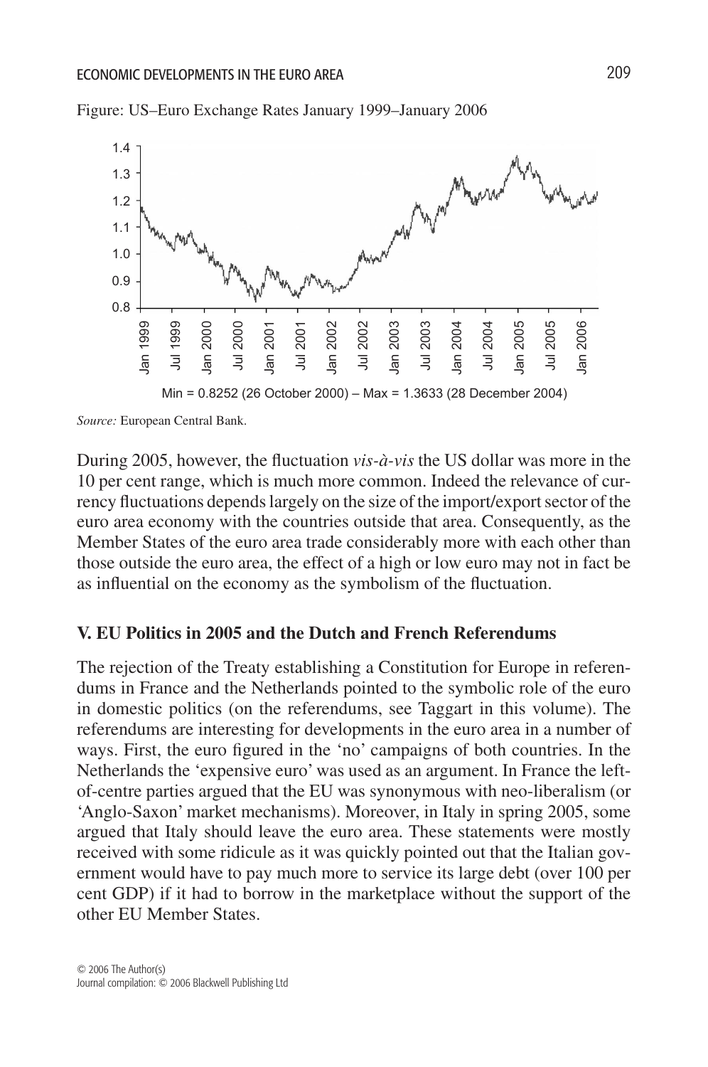Figure: US–Euro Exchange Rates January 1999–January 2006

Min = 0.8252 (26 October 2000) – Max = 1.3633 (28 December 2004)

*Source:* European Central Bank.

During 2005, however, the fluctuation *vis-à-vis* the US dollar was more in the 10 per cent range, which is much more common. Indeed the relevance of currency fluctuations depends largely on the size of the import/export sector of the euro area economy with the countries outside that area. Consequently, as the Member States of the euro area trade considerably more with each other than those outside the euro area, the effect of a high or low euro may not in fact be as influential on the economy as the symbolism of the fluctuation.

## V. EU Politics in 2005 and the Dutch and French Referendums

The rejection of the Treaty establishing a Constitution for Europe in referendums in France and the Netherlands pointed to the symbolic role of the euro in domestic politics (on the referendums, see Taggart in this volume). The referendums are interesting for developments in the euro area in a number of ways. First, the euro figured in the 'no' campaigns of both countries. In the Netherlands the 'expensive euro' was used as an argument. In France the left-of-centre parties argued that the EU was synonymous with neo-liberalism (or 'Anglo-Saxon' market mechanisms). Moreover, in Italy in spring 2005, some argued that Italy should leave the euro area. These statements were mostly received with some ridicule as it was quickly pointed out that the Italian government would have to pay much more to service its large debt (over 100 per cent GDP) if it had to borrow in the marketplace without the support of the other EU Member States.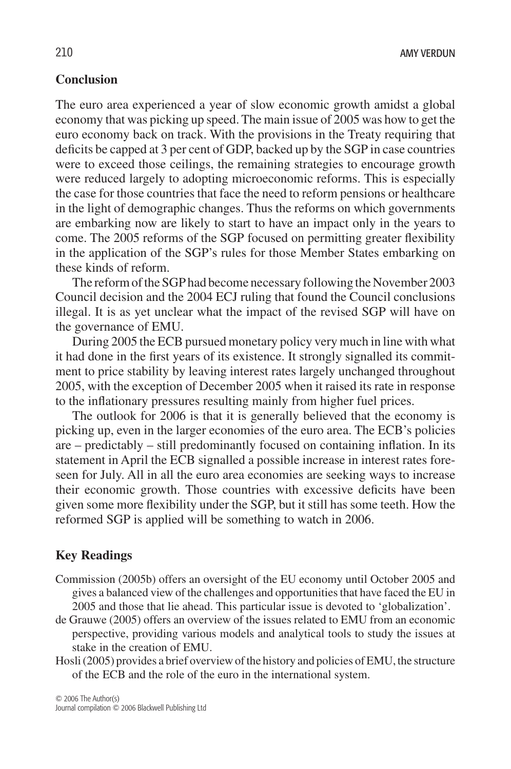## Conclusion

The euro area experienced a year of slow economic growth amidst a global economy that was picking up speed. The main issue of 2005 was how to get the euro economy back on track. With the provisions in the Treaty requiring that deficits be capped at 3 per cent of GDP, backed up by the SGP in case countries were to exceed those ceilings, the remaining strategies to encourage growth were reduced largely to adopting microeconomic reforms. This is especially the case for those countries that face the need to reform pensions or healthcare in the light of demographic changes. Thus the reforms on which governments are embarking now are likely to start to have an impact only in the years to come. The 2005 reforms of the SGP focused on permitting greater flexibility in the application of the SGP's rules for those Member States embarking on these kinds of reform.

The reform of the SGP had become necessary following the November 2003 Council decision and the 2004 ECJ ruling that found the Council conclusions illegal. It is as yet unclear what the impact of the revised SGP will have on the governance of EMU.

During 2005 the ECB pursued monetary policy very much in line with what it had done in the first years of its existence. It strongly signalled its commitment to price stability by leaving interest rates largely unchanged throughout 2005, with the exception of December 2005 when it raised its rate in response to the inflationary pressures resulting mainly from higher fuel prices.

The outlook for 2006 is that it is generally believed that the economy is picking up, even in the larger economies of the euro area. The ECB's policies are – predictably – still predominantly focused on containing inflation. In its statement in April the ECB signalled a possible increase in interest rates foreseen for July. All in all the euro area economies are seeking ways to increase their economic growth. Those countries with excessive deficits have been given some more flexibility under the SGP, but it still has some teeth. How the reformed SGP is applied will be something to watch in 2006.

## Key Readings

Commission (2005b) offers an oversight of the EU economy until October 2005 and gives a balanced view of the challenges and opportunities that have faced the EU in 2005 and those that lie ahead. This particular issue is devoted to 'globalization'.

de Grauwe (2005) offers an overview of the issues related to EMU from an economic perspective, providing various models and analytical tools to study the issues at stake in the creation of EMU.

Hosli (2005) provides a brief overview of the history and policies of EMU, the structure of the ECB and the role of the euro in the international system.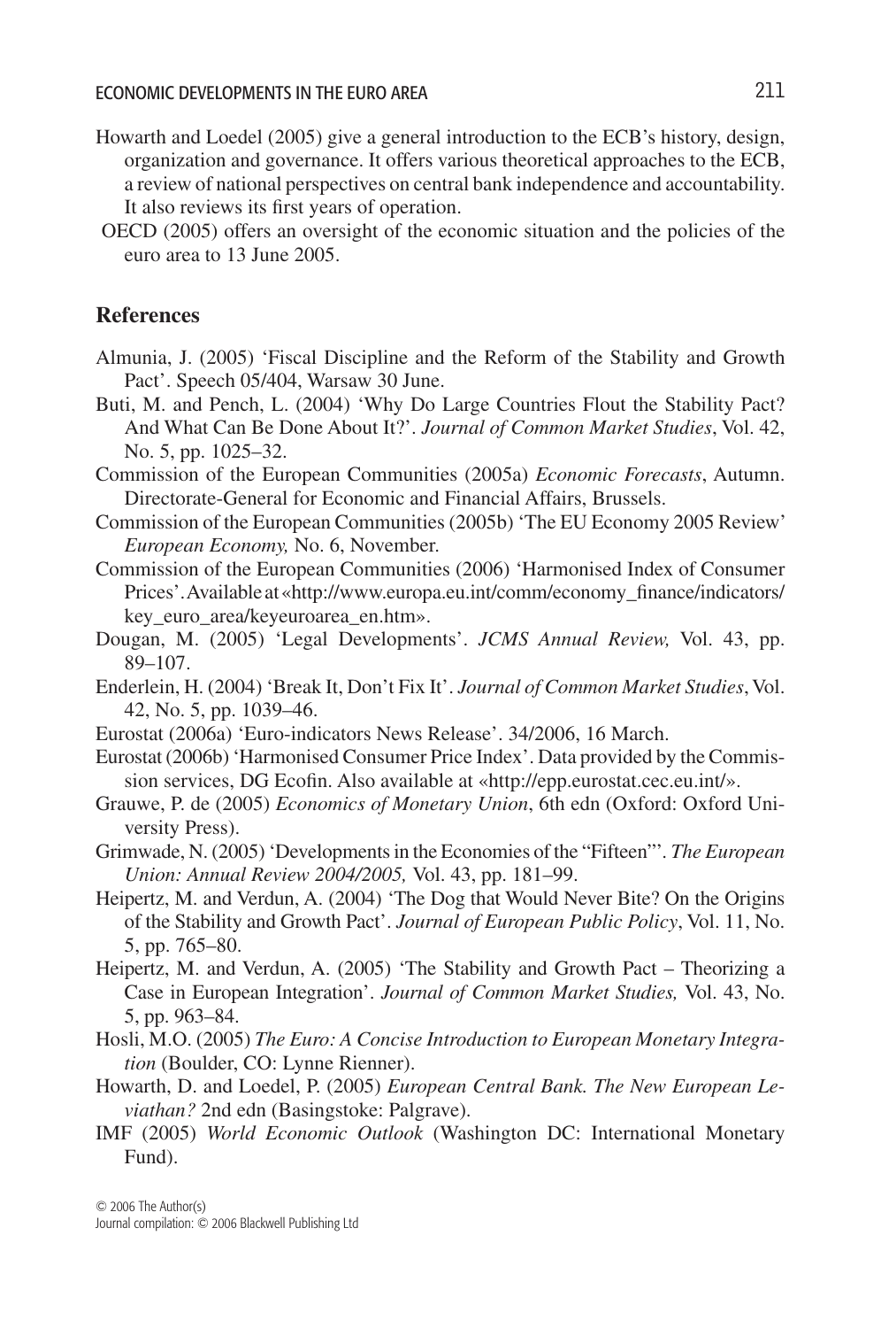Howarth and Loedel (2005) give a general introduction to the ECB's history, design, organization and governance. It offers various theoretical approaches to the ECB, a review of national perspectives on central bank independence and accountability. It also reviews its first years of operation.

OECD (2005) offers an oversight of the economic situation and the policies of the euro area to 13 June 2005.

## References

Almunia, J. (2005) 'Fiscal Discipline and the Reform of the Stability and Growth Pact'. Speech 05/404, Warsaw 30 June.

Buti, M. and Pench, L. (2004) 'Why Do Large Countries Flout the Stability Pact? And What Can Be Done About It?'. *Journal of Common Market Studies*, Vol. 42, No. 5, pp. 1025–32.

Commission of the European Communities (2005a) *Economic Forecasts*, Autumn. Directorate-General for Economic and Financial Affairs, Brussels.

Commission of the European Communities (2005b) 'The EU Economy 2005 Review' *European Economy,* No. 6, November.

Commission of the European Communities (2006) 'Harmonised Index of Consumer Prices'. Available at «http://www.europa.eu.int/comm/economy_finance/indicators/key_euro_area/keyeuroarea_en.htm».

Dougan, M. (2005) 'Legal Developments'. *JCMS Annual Review,* Vol. 43, pp. 89–107.

Enderlein, H. (2004) 'Break It, Don't Fix It'. *Journal of Common Market Studies*, Vol. 42, No. 5, pp. 1039–46.

Eurostat (2006a) 'Euro-indicators News Release'. 34/2006, 16 March.

Eurostat (2006b) 'Harmonised Consumer Price Index'. Data provided by the Commission services, DG Ecofin. Also available at «http://epp.eurostat.cec.eu.int/».

Grauwe, P. de (2005) *Economics of Monetary Union*, 6th edn (Oxford: Oxford University Press).

Grimwade, N. (2005) 'Developments in the Economies of the "Fifteen"'. *The European Union: Annual Review 2004/2005,* Vol. 43, pp. 181–99.

Heipertz, M. and Verdun, A. (2004) 'The Dog that Would Never Bite? On the Origins of the Stability and Growth Pact'. *Journal of European Public Policy*, Vol. 11, No. 5, pp. 765–80.

Heipertz, M. and Verdun, A. (2005) 'The Stability and Growth Pact – Theorizing a Case in European Integration'. *Journal of Common Market Studies,* Vol. 43, No. 5, pp. 963–84.

Hosli, M.O. (2005) *The Euro: A Concise Introduction to European Monetary Integration* (Boulder, CO: Lynne Rienner).

Howarth, D. and Loedel, P. (2005) *European Central Bank. The New European Leviathan?* 2nd edn (Basingstoke: Palgrave).

IMF (2005) *World Economic Outlook* (Washington DC: International Monetary Fund).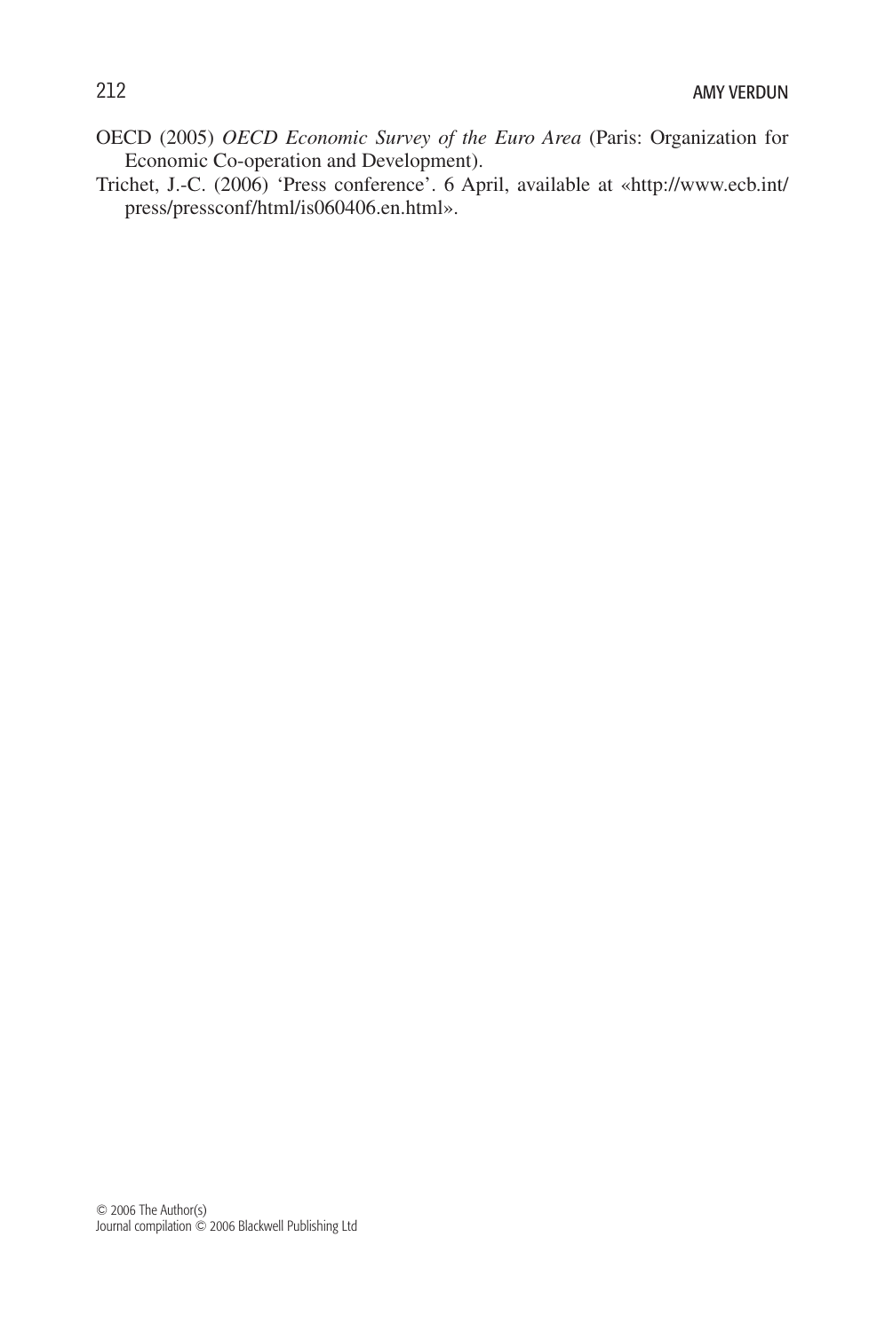OECD (2005) *OECD Economic Survey of the Euro Area* (Paris: Organization for Economic Co-operation and Development).

Trichet, J.-C. (2006) 'Press conference'. 6 April, available at «http://www.ecb.int/press/pressconf/html/is060406.en.html».